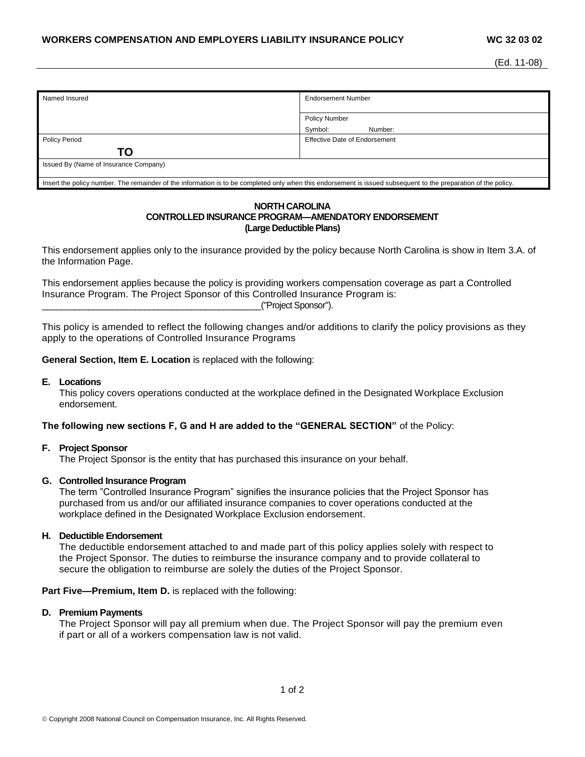**WORKERS COMPENSATION AND EMPLOYERS LIABILITY INSURANCE POLICY** **WC 32 03 02**

(Ed. 11-08)

| Named Insured | Endorsement Number |
|---|---|
| | Policy Number<br>Symbol: Number: |
| Policy Period<br>**TO** | Effective Date of Endorsement |
| Issued By (Name of Insurance Company) | |
| Insert the policy number. The remainder of the information is to be completed only when this endorsement is issued subsequent to the preparation of the policy. | |

**NORTH CAROLINA**
**CONTROLLED INSURANCE PROGRAM—AMENDATORY ENDORSEMENT**
**(Large Deductible Plans)**

This endorsement applies only to the insurance provided by the policy because North Carolina is show in Item 3.A. of the Information Page.

This endorsement applies because the policy is providing workers compensation coverage as part a Controlled Insurance Program. The Project Sponsor of this Controlled Insurance Program is: _____________________________________________("Project Sponsor").

This policy is amended to reflect the following changes and/or additions to clarify the policy provisions as they apply to the operations of Controlled Insurance Programs

**General Section, Item E. Location** is replaced with the following:

**E. Locations**
This policy covers operations conducted at the workplace defined in the Designated Workplace Exclusion endorsement.

**The following new sections F, G and H are added to the "GENERAL SECTION"** of the Policy:

**F. Project Sponsor**
The Project Sponsor is the entity that has purchased this insurance on your behalf.

**G. Controlled Insurance Program**
The term "Controlled Insurance Program" signifies the insurance policies that the Project Sponsor has purchased from us and/or our affiliated insurance companies to cover operations conducted at the workplace defined in the Designated Workplace Exclusion endorsement.

**H. Deductible Endorsement**
The deductible endorsement attached to and made part of this policy applies solely with respect to the Project Sponsor. The duties to reimburse the insurance company and to provide collateral to secure the obligation to reimburse are solely the duties of the Project Sponsor.

**Part Five—Premium, Item D.** is replaced with the following:

**D. Premium Payments**
The Project Sponsor will pay all premium when due. The Project Sponsor will pay the premium even if part or all of a workers compensation law is not valid.

© Copyright 2008 National Council on Compensation Insurance, Inc. All Rights Reserved.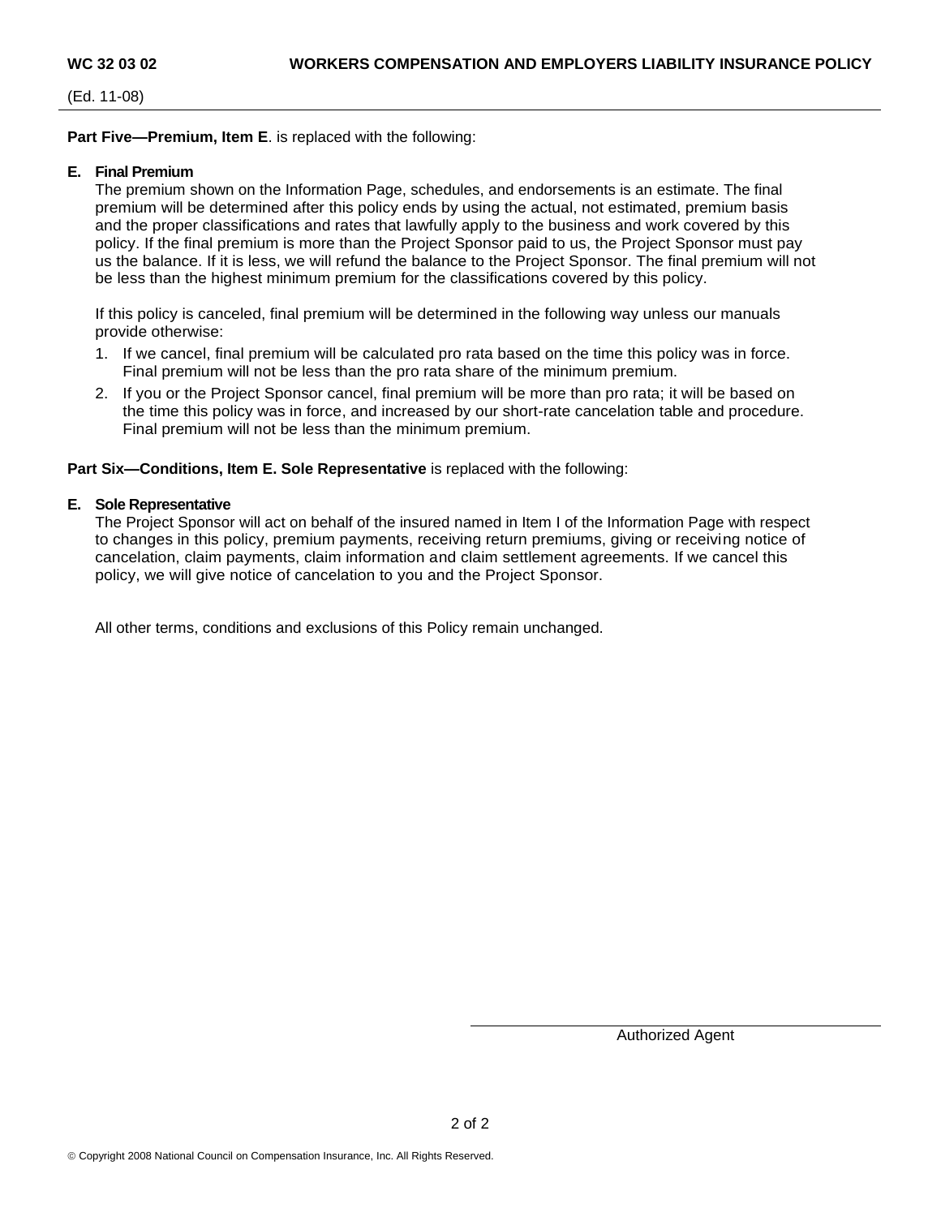**Part Five—Premium, Item E**. is replaced with the following:

**E. Final Premium**

The premium shown on the Information Page, schedules, and endorsements is an estimate. The final premium will be determined after this policy ends by using the actual, not estimated, premium basis and the proper classifications and rates that lawfully apply to the business and work covered by this policy. If the final premium is more than the Project Sponsor paid to us, the Project Sponsor must pay us the balance. If it is less, we will refund the balance to the Project Sponsor. The final premium will not be less than the highest minimum premium for the classifications covered by this policy.

If this policy is canceled, final premium will be determined in the following way unless our manuals provide otherwise:

1. If we cancel, final premium will be calculated pro rata based on the time this policy was in force. Final premium will not be less than the pro rata share of the minimum premium.
2. If you or the Project Sponsor cancel, final premium will be more than pro rata; it will be based on the time this policy was in force, and increased by our short-rate cancelation table and procedure. Final premium will not be less than the minimum premium.

**Part Six—Conditions, Item E. Sole Representative** is replaced with the following:

**E. Sole Representative**

The Project Sponsor will act on behalf of the insured named in Item I of the Information Page with respect to changes in this policy, premium payments, receiving return premiums, giving or receiving notice of cancelation, claim payments, claim information and claim settlement agreements. If we cancel this policy, we will give notice of cancelation to you and the Project Sponsor.

All other terms, conditions and exclusions of this Policy remain unchanged.

Authorized Agent